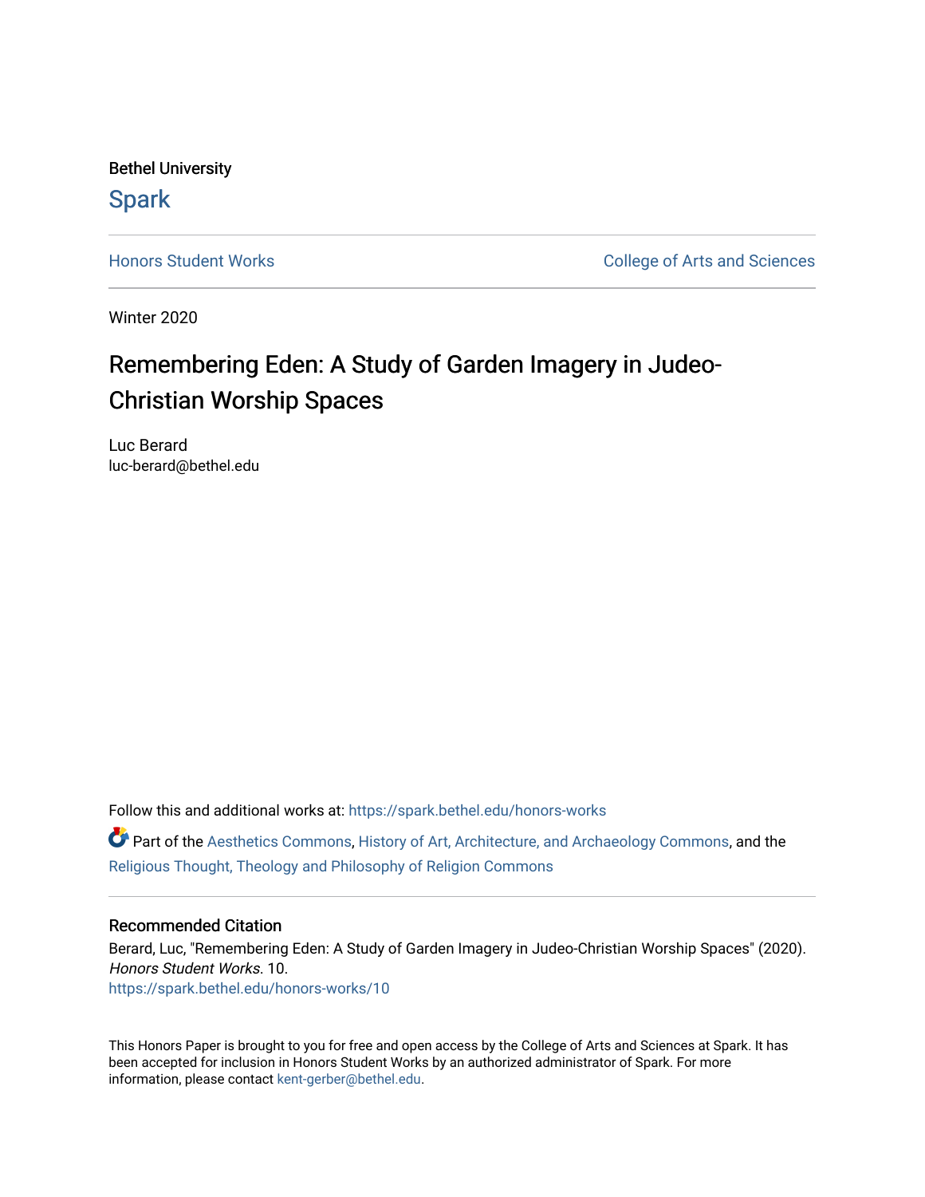Bethel University

Spark

Honors Student Works

College of Arts and Sciences

Winter 2020

# Remembering Eden: A Study of Garden Imagery in Judeo-Christian Worship Spaces

Luc Berard
luc-berard@bethel.edu

Follow this and additional works at: https://spark.bethel.edu/honors-works

Part of the Aesthetics Commons, History of Art, Architecture, and Archaeology Commons, and the Religious Thought, Theology and Philosophy of Religion Commons

## Recommended Citation

Berard, Luc, "Remembering Eden: A Study of Garden Imagery in Judeo-Christian Worship Spaces" (2020). *Honors Student Works*. 10.
https://spark.bethel.edu/honors-works/10

This Honors Paper is brought to you for free and open access by the College of Arts and Sciences at Spark. It has been accepted for inclusion in Honors Student Works by an authorized administrator of Spark. For more information, please contact kent-gerber@bethel.edu.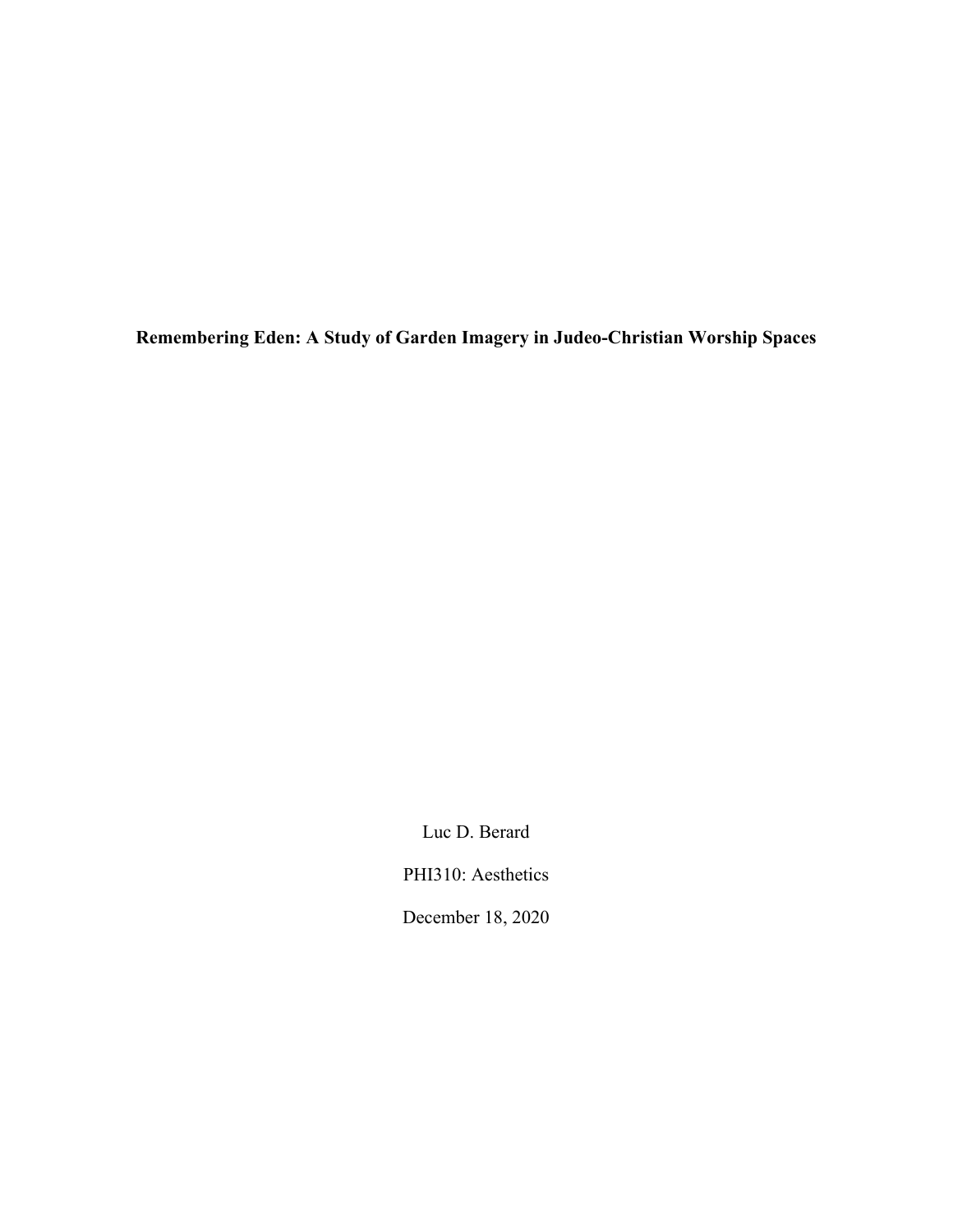**Remembering Eden: A Study of Garden Imagery in Judeo-Christian Worship Spaces**

Luc D. Berard

PHI310: Aesthetics

December 18, 2020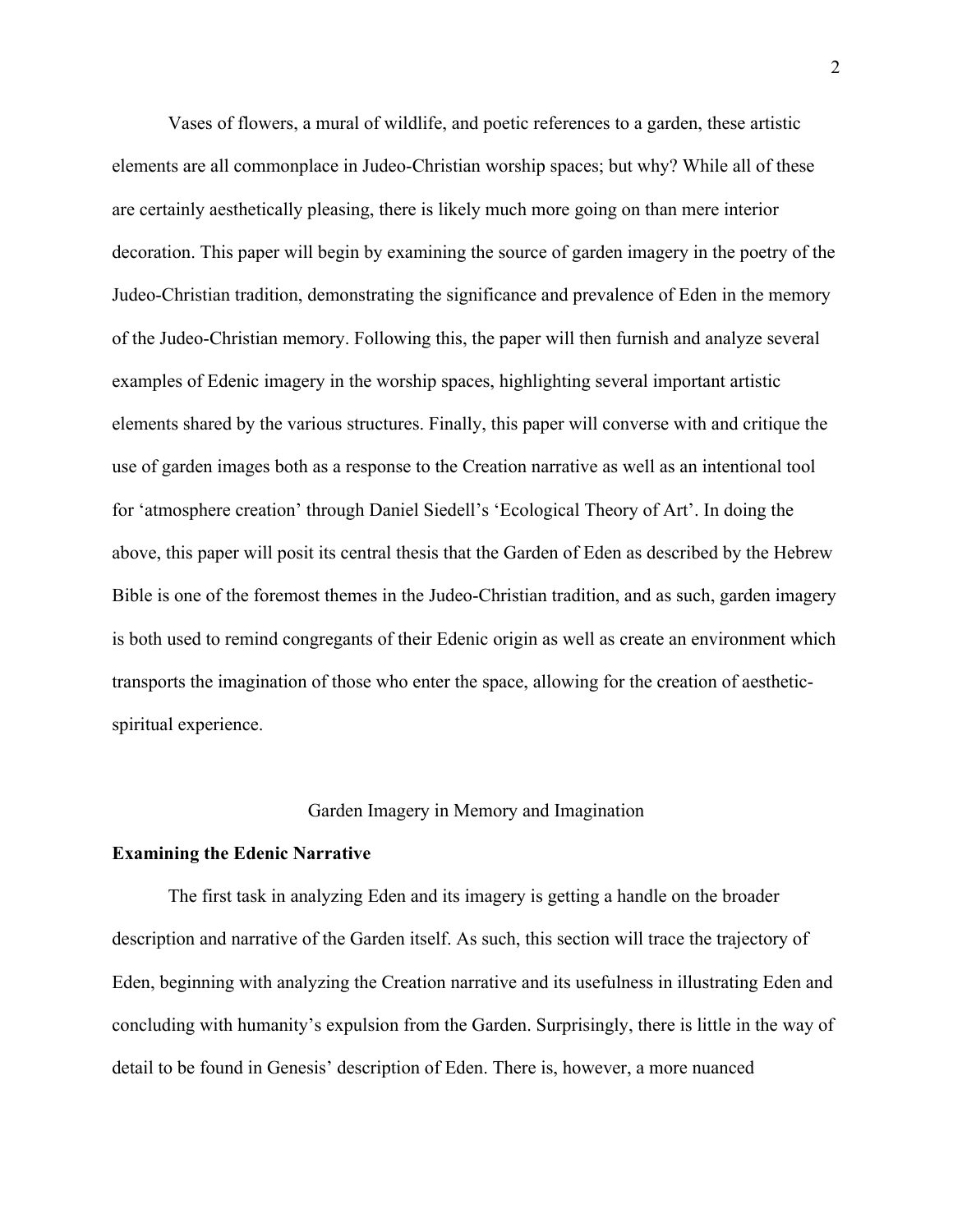Vases of flowers, a mural of wildlife, and poetic references to a garden, these artistic elements are all commonplace in Judeo-Christian worship spaces; but why? While all of these are certainly aesthetically pleasing, there is likely much more going on than mere interior decoration. This paper will begin by examining the source of garden imagery in the poetry of the Judeo-Christian tradition, demonstrating the significance and prevalence of Eden in the memory of the Judeo-Christian memory. Following this, the paper will then furnish and analyze several examples of Edenic imagery in the worship spaces, highlighting several important artistic elements shared by the various structures. Finally, this paper will converse with and critique the use of garden images both as a response to the Creation narrative as well as an intentional tool for 'atmosphere creation' through Daniel Siedell's 'Ecological Theory of Art'. In doing the above, this paper will posit its central thesis that the Garden of Eden as described by the Hebrew Bible is one of the foremost themes in the Judeo-Christian tradition, and as such, garden imagery is both used to remind congregants of their Edenic origin as well as create an environment which transports the imagination of those who enter the space, allowing for the creation of aesthetic-spiritual experience.

## Garden Imagery in Memory and Imagination

### Examining the Edenic Narrative

The first task in analyzing Eden and its imagery is getting a handle on the broader description and narrative of the Garden itself. As such, this section will trace the trajectory of Eden, beginning with analyzing the Creation narrative and its usefulness in illustrating Eden and concluding with humanity's expulsion from the Garden. Surprisingly, there is little in the way of detail to be found in Genesis' description of Eden. There is, however, a more nuanced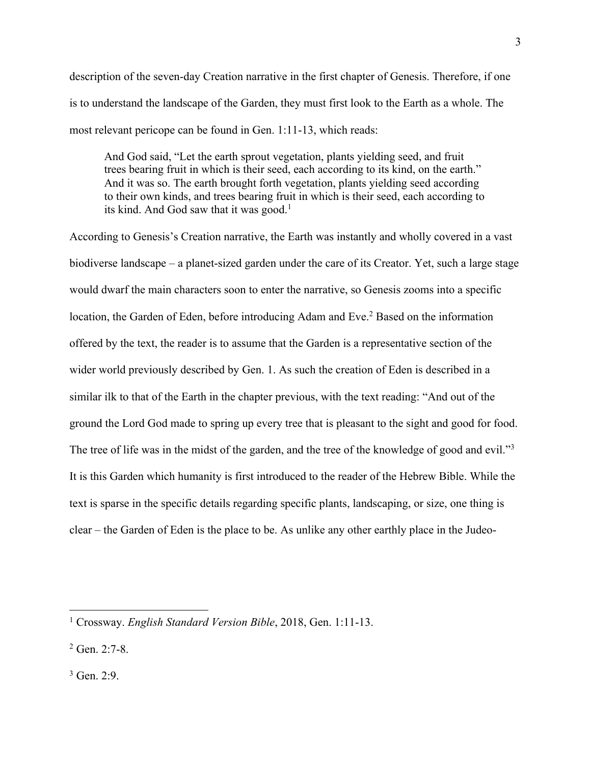description of the seven-day Creation narrative in the first chapter of Genesis. Therefore, if one is to understand the landscape of the Garden, they must first look to the Earth as a whole. The most relevant pericope can be found in Gen. 1:11-13, which reads:

> And God said, "Let the earth sprout vegetation, plants yielding seed, and fruit trees bearing fruit in which is their seed, each according to its kind, on the earth." And it was so. The earth brought forth vegetation, plants yielding seed according to their own kinds, and trees bearing fruit in which is their seed, each according to its kind. And God saw that it was good.[1]

According to Genesis's Creation narrative, the Earth was instantly and wholly covered in a vast biodiverse landscape – a planet-sized garden under the care of its Creator. Yet, such a large stage would dwarf the main characters soon to enter the narrative, so Genesis zooms into a specific location, the Garden of Eden, before introducing Adam and Eve.[2] Based on the information offered by the text, the reader is to assume that the Garden is a representative section of the wider world previously described by Gen. 1. As such the creation of Eden is described in a similar ilk to that of the Earth in the chapter previous, with the text reading: "And out of the ground the Lord God made to spring up every tree that is pleasant to the sight and good for food. The tree of life was in the midst of the garden, and the tree of the knowledge of good and evil."[3] It is this Garden which humanity is first introduced to the reader of the Hebrew Bible. While the text is sparse in the specific details regarding specific plants, landscaping, or size, one thing is clear – the Garden of Eden is the place to be. As unlike any other earthly place in the Judeo-

---

[1] Crossway. *English Standard Version Bible*, 2018, Gen. 1:11-13.

[2] Gen. 2:7-8.

[3] Gen. 2:9.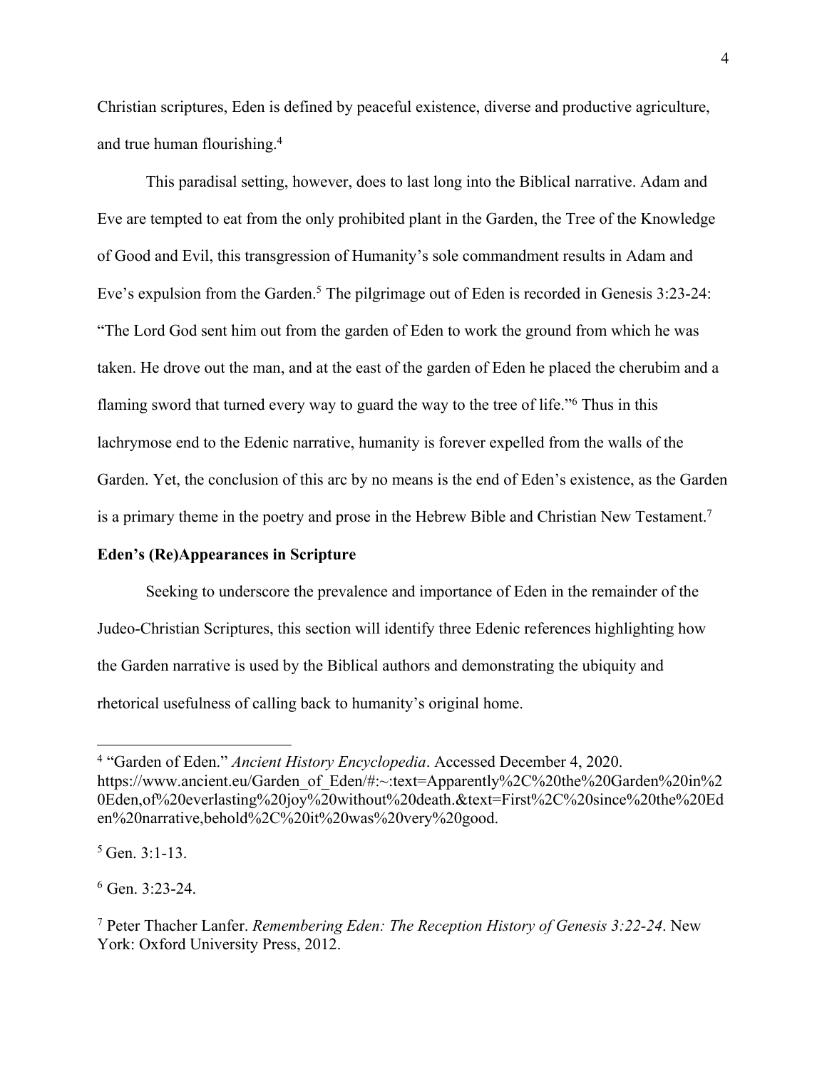Christian scriptures, Eden is defined by peaceful existence, diverse and productive agriculture, and true human flourishing.[4]

This paradisal setting, however, does to last long into the Biblical narrative. Adam and Eve are tempted to eat from the only prohibited plant in the Garden, the Tree of the Knowledge of Good and Evil, this transgression of Humanity's sole commandment results in Adam and Eve's expulsion from the Garden.[5] The pilgrimage out of Eden is recorded in Genesis 3:23-24: "The Lord God sent him out from the garden of Eden to work the ground from which he was taken. He drove out the man, and at the east of the garden of Eden he placed the cherubim and a flaming sword that turned every way to guard the way to the tree of life."[6] Thus in this lachrymose end to the Edenic narrative, humanity is forever expelled from the walls of the Garden. Yet, the conclusion of this arc by no means is the end of Eden's existence, as the Garden is a primary theme in the poetry and prose in the Hebrew Bible and Christian New Testament.[7]

**Eden's (Re)Appearances in Scripture**

Seeking to underscore the prevalence and importance of Eden in the remainder of the Judeo-Christian Scriptures, this section will identify three Edenic references highlighting how the Garden narrative is used by the Biblical authors and demonstrating the ubiquity and rhetorical usefulness of calling back to humanity's original home.

---

[4] "Garden of Eden." *Ancient History Encyclopedia*. Accessed December 4, 2020. https://www.ancient.eu/Garden_of_Eden/#:~:text=Apparently%2C%20the%20Garden%20in%20Eden,of%20everlasting%20joy%20without%20death.&text=First%2C%20since%20the%20Eden%20narrative,behold%2C%20it%20was%20very%20good.

[5] Gen. 3:1-13.

[6] Gen. 3:23-24.

[7] Peter Thacher Lanfer. *Remembering Eden: The Reception History of Genesis 3:22-24*. New York: Oxford University Press, 2012.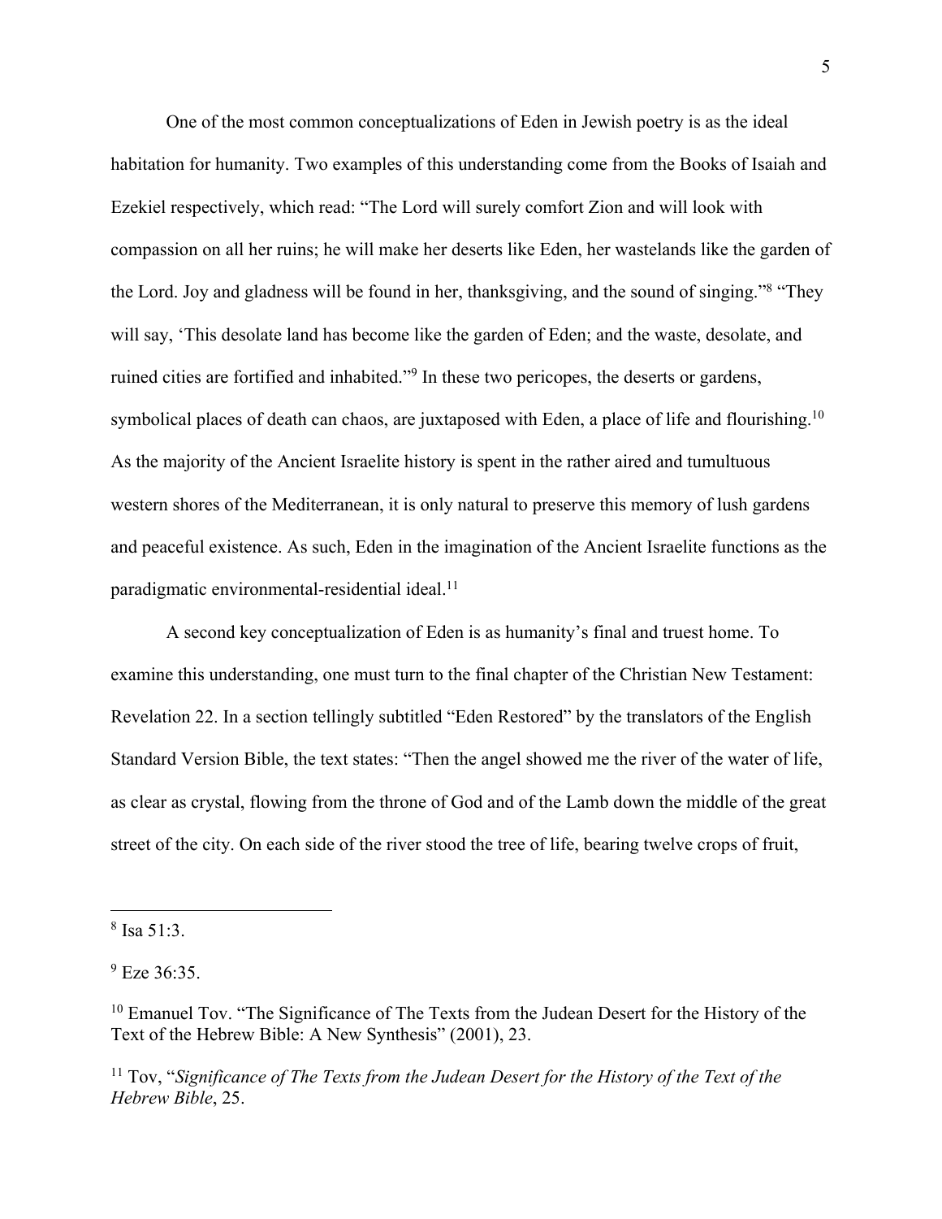One of the most common conceptualizations of Eden in Jewish poetry is as the ideal habitation for humanity. Two examples of this understanding come from the Books of Isaiah and Ezekiel respectively, which read: "The Lord will surely comfort Zion and will look with compassion on all her ruins; he will make her deserts like Eden, her wastelands like the garden of the Lord. Joy and gladness will be found in her, thanksgiving, and the sound of singing."[8] "They will say, 'This desolate land has become like the garden of Eden; and the waste, desolate, and ruined cities are fortified and inhabited."[9] In these two pericopes, the deserts or gardens, symbolical places of death can chaos, are juxtaposed with Eden, a place of life and flourishing.[10] As the majority of the Ancient Israelite history is spent in the rather aired and tumultuous western shores of the Mediterranean, it is only natural to preserve this memory of lush gardens and peaceful existence. As such, Eden in the imagination of the Ancient Israelite functions as the paradigmatic environmental-residential ideal.[11]

A second key conceptualization of Eden is as humanity's final and truest home. To examine this understanding, one must turn to the final chapter of the Christian New Testament: Revelation 22. In a section tellingly subtitled "Eden Restored" by the translators of the English Standard Version Bible, the text states: "Then the angel showed me the river of the water of life, as clear as crystal, flowing from the throne of God and of the Lamb down the middle of the great street of the city. On each side of the river stood the tree of life, bearing twelve crops of fruit,

---

[8] Isa 51:3.

[9] Eze 36:35.

[10] Emanuel Tov. "The Significance of The Texts from the Judean Desert for the History of the Text of the Hebrew Bible: A New Synthesis" (2001), 23.

[11] Tov, "*Significance of The Texts from the Judean Desert for the History of the Text of the Hebrew Bible*, 25.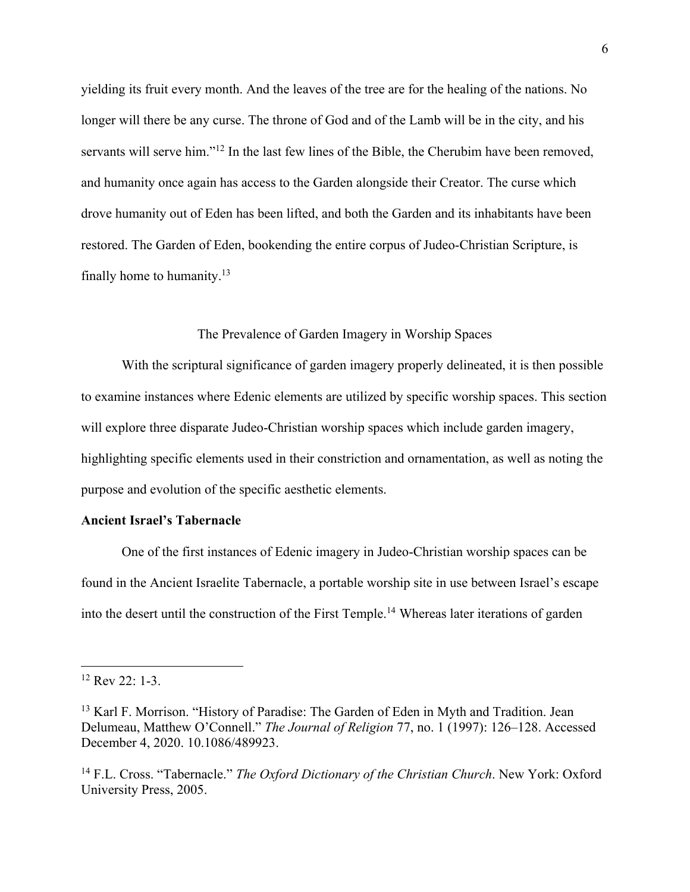yielding its fruit every month. And the leaves of the tree are for the healing of the nations. No longer will there be any curse. The throne of God and of the Lamb will be in the city, and his servants will serve him."[12] In the last few lines of the Bible, the Cherubim have been removed, and humanity once again has access to the Garden alongside their Creator. The curse which drove humanity out of Eden has been lifted, and both the Garden and its inhabitants have been restored. The Garden of Eden, bookending the entire corpus of Judeo-Christian Scripture, is finally home to humanity.[13]

## The Prevalence of Garden Imagery in Worship Spaces

With the scriptural significance of garden imagery properly delineated, it is then possible to examine instances where Edenic elements are utilized by specific worship spaces. This section will explore three disparate Judeo-Christian worship spaces which include garden imagery, highlighting specific elements used in their constriction and ornamentation, as well as noting the purpose and evolution of the specific aesthetic elements.

### Ancient Israel's Tabernacle

One of the first instances of Edenic imagery in Judeo-Christian worship spaces can be found in the Ancient Israelite Tabernacle, a portable worship site in use between Israel's escape into the desert until the construction of the First Temple.[14] Whereas later iterations of garden

---

[12] Rev 22: 1-3.

[13] Karl F. Morrison. "History of Paradise: The Garden of Eden in Myth and Tradition. Jean Delumeau, Matthew O'Connell." *The Journal of Religion* 77, no. 1 (1997): 126–128. Accessed December 4, 2020. 10.1086/489923.

[14] F.L. Cross. "Tabernacle." *The Oxford Dictionary of the Christian Church*. New York: Oxford University Press, 2005.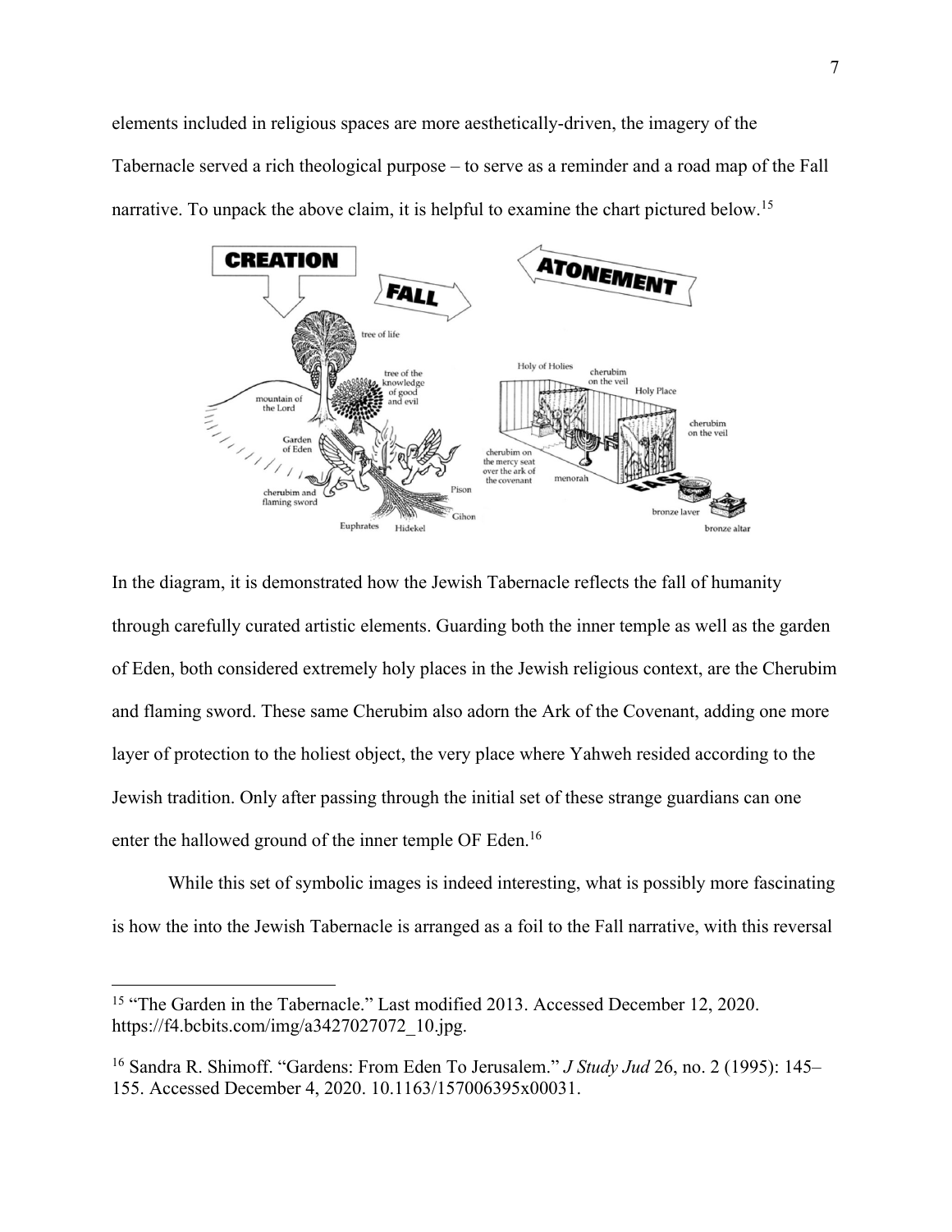elements included in religious spaces are more aesthetically-driven, the imagery of the Tabernacle served a rich theological purpose – to serve as a reminder and a road map of the Fall narrative. To unpack the above claim, it is helpful to examine the chart pictured below.[15]

In the diagram, it is demonstrated how the Jewish Tabernacle reflects the fall of humanity through carefully curated artistic elements. Guarding both the inner temple as well as the garden of Eden, both considered extremely holy places in the Jewish religious context, are the Cherubim and flaming sword. These same Cherubim also adorn the Ark of the Covenant, adding one more layer of protection to the holiest object, the very place where Yahweh resided according to the Jewish tradition. Only after passing through the initial set of these strange guardians can one enter the hallowed ground of the inner temple OF Eden.[16]

While this set of symbolic images is indeed interesting, what is possibly more fascinating is how the into the Jewish Tabernacle is arranged as a foil to the Fall narrative, with this reversal

---

[15] "The Garden in the Tabernacle." Last modified 2013. Accessed December 12, 2020. https://f4.bcbits.com/img/a3427027072_10.jpg.

[16] Sandra R. Shimoff. "Gardens: From Eden To Jerusalem." *J Study Jud* 26, no. 2 (1995): 145–155. Accessed December 4, 2020. 10.1163/157006395x00031.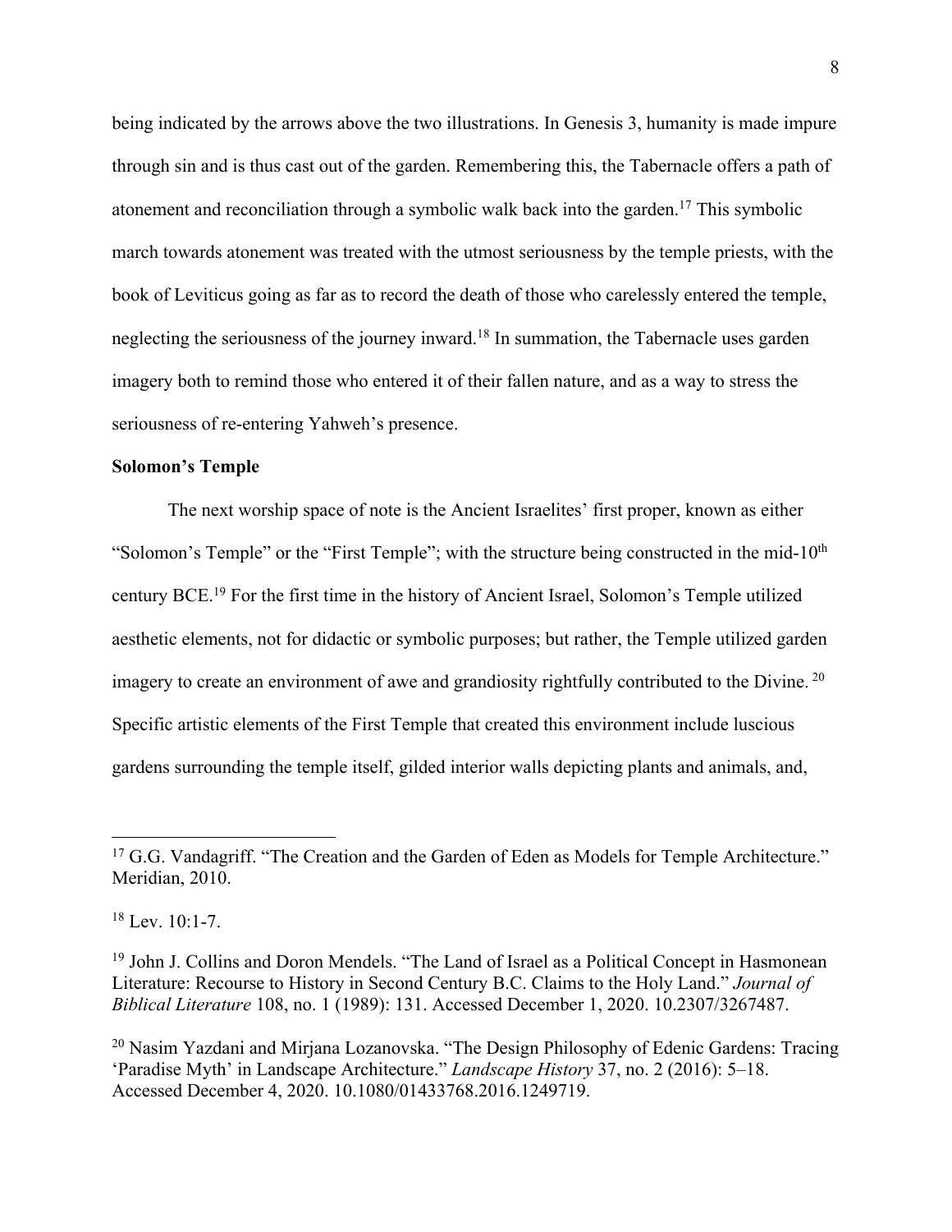being indicated by the arrows above the two illustrations. In Genesis 3, humanity is made impure through sin and is thus cast out of the garden. Remembering this, the Tabernacle offers a path of atonement and reconciliation through a symbolic walk back into the garden.[17] This symbolic march towards atonement was treated with the utmost seriousness by the temple priests, with the book of Leviticus going as far as to record the death of those who carelessly entered the temple, neglecting the seriousness of the journey inward.[18] In summation, the Tabernacle uses garden imagery both to remind those who entered it of their fallen nature, and as a way to stress the seriousness of re-entering Yahweh's presence.

**Solomon's Temple**

The next worship space of note is the Ancient Israelites' first proper, known as either "Solomon's Temple" or the "First Temple"; with the structure being constructed in the mid-10th century BCE.[19] For the first time in the history of Ancient Israel, Solomon's Temple utilized aesthetic elements, not for didactic or symbolic purposes; but rather, the Temple utilized garden imagery to create an environment of awe and grandiosity rightfully contributed to the Divine.[20] Specific artistic elements of the First Temple that created this environment include luscious gardens surrounding the temple itself, gilded interior walls depicting plants and animals, and,

---

[17] G.G. Vandagriff. "The Creation and the Garden of Eden as Models for Temple Architecture." Meridian, 2010.

[18] Lev. 10:1-7.

[19] John J. Collins and Doron Mendels. "The Land of Israel as a Political Concept in Hasmonean Literature: Recourse to History in Second Century B.C. Claims to the Holy Land." *Journal of Biblical Literature* 108, no. 1 (1989): 131. Accessed December 1, 2020. 10.2307/3267487.

[20] Nasim Yazdani and Mirjana Lozanovska. "The Design Philosophy of Edenic Gardens: Tracing 'Paradise Myth' in Landscape Architecture." *Landscape History* 37, no. 2 (2016): 5–18. Accessed December 4, 2020. 10.1080/01433768.2016.1249719.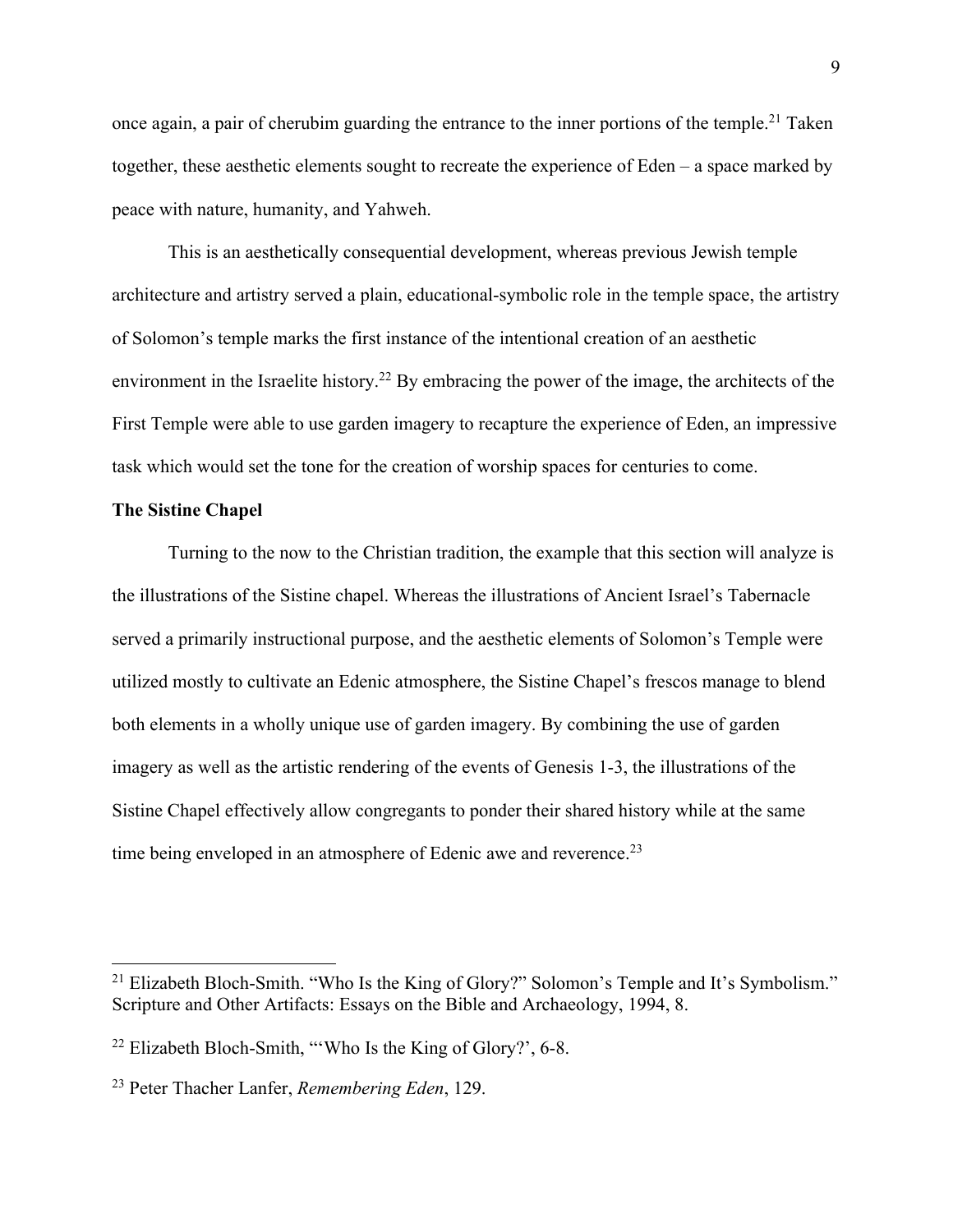once again, a pair of cherubim guarding the entrance to the inner portions of the temple.[21] Taken together, these aesthetic elements sought to recreate the experience of Eden – a space marked by peace with nature, humanity, and Yahweh.

This is an aesthetically consequential development, whereas previous Jewish temple architecture and artistry served a plain, educational-symbolic role in the temple space, the artistry of Solomon's temple marks the first instance of the intentional creation of an aesthetic environment in the Israelite history.[22] By embracing the power of the image, the architects of the First Temple were able to use garden imagery to recapture the experience of Eden, an impressive task which would set the tone for the creation of worship spaces for centuries to come.

**The Sistine Chapel**

Turning to the now to the Christian tradition, the example that this section will analyze is the illustrations of the Sistine chapel. Whereas the illustrations of Ancient Israel's Tabernacle served a primarily instructional purpose, and the aesthetic elements of Solomon's Temple were utilized mostly to cultivate an Edenic atmosphere, the Sistine Chapel's frescos manage to blend both elements in a wholly unique use of garden imagery. By combining the use of garden imagery as well as the artistic rendering of the events of Genesis 1-3, the illustrations of the Sistine Chapel effectively allow congregants to ponder their shared history while at the same time being enveloped in an atmosphere of Edenic awe and reverence.[23]

---

[21] Elizabeth Bloch-Smith. "Who Is the King of Glory?" Solomon's Temple and It's Symbolism." Scripture and Other Artifacts: Essays on the Bible and Archaeology, 1994, 8.

[22] Elizabeth Bloch-Smith, "'Who Is the King of Glory?', 6-8.

[23] Peter Thacher Lanfer, *Remembering Eden*, 129.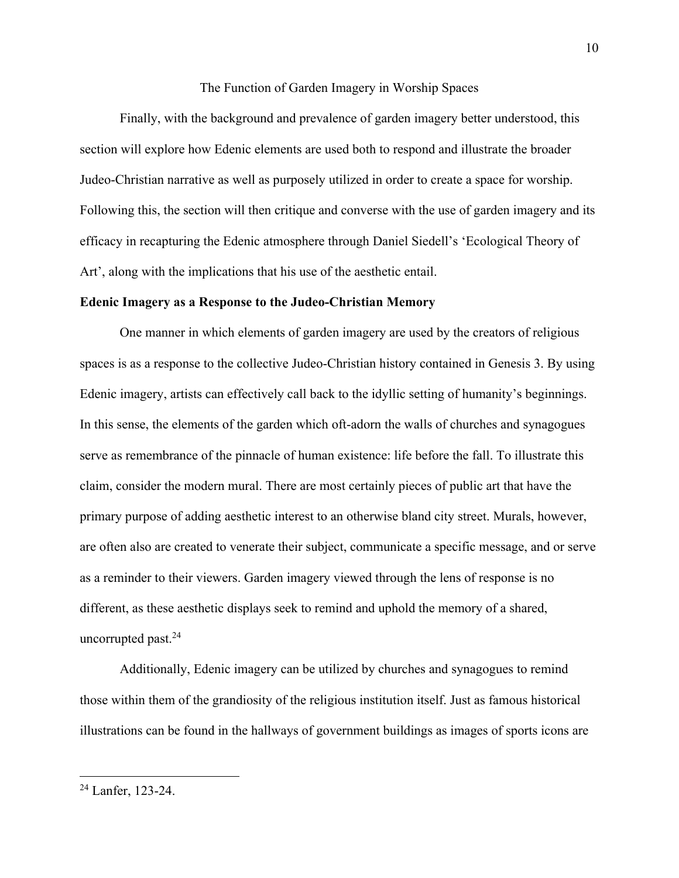## The Function of Garden Imagery in Worship Spaces

Finally, with the background and prevalence of garden imagery better understood, this section will explore how Edenic elements are used both to respond and illustrate the broader Judeo-Christian narrative as well as purposely utilized in order to create a space for worship. Following this, the section will then critique and converse with the use of garden imagery and its efficacy in recapturing the Edenic atmosphere through Daniel Siedell's 'Ecological Theory of Art', along with the implications that his use of the aesthetic entail.

### Edenic Imagery as a Response to the Judeo-Christian Memory

One manner in which elements of garden imagery are used by the creators of religious spaces is as a response to the collective Judeo-Christian history contained in Genesis 3. By using Edenic imagery, artists can effectively call back to the idyllic setting of humanity's beginnings. In this sense, the elements of the garden which oft-adorn the walls of churches and synagogues serve as remembrance of the pinnacle of human existence: life before the fall. To illustrate this claim, consider the modern mural. There are most certainly pieces of public art that have the primary purpose of adding aesthetic interest to an otherwise bland city street. Murals, however, are often also are created to venerate their subject, communicate a specific message, and or serve as a reminder to their viewers. Garden imagery viewed through the lens of response is no different, as these aesthetic displays seek to remind and uphold the memory of a shared, uncorrupted past.[24]

Additionally, Edenic imagery can be utilized by churches and synagogues to remind those within them of the grandiosity of the religious institution itself. Just as famous historical illustrations can be found in the hallways of government buildings as images of sports icons are

[24] Lanfer, 123-24.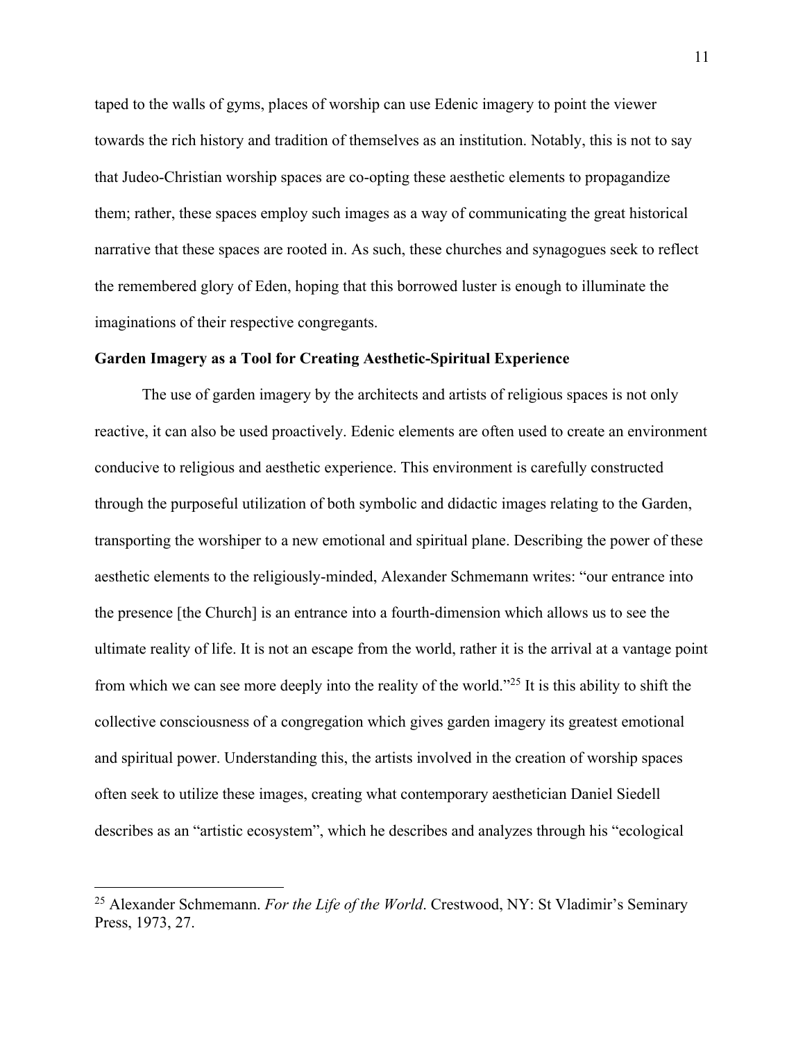taped to the walls of gyms, places of worship can use Edenic imagery to point the viewer towards the rich history and tradition of themselves as an institution. Notably, this is not to say that Judeo-Christian worship spaces are co-opting these aesthetic elements to propagandize them; rather, these spaces employ such images as a way of communicating the great historical narrative that these spaces are rooted in. As such, these churches and synagogues seek to reflect the remembered glory of Eden, hoping that this borrowed luster is enough to illuminate the imaginations of their respective congregants.

**Garden Imagery as a Tool for Creating Aesthetic-Spiritual Experience**

The use of garden imagery by the architects and artists of religious spaces is not only reactive, it can also be used proactively. Edenic elements are often used to create an environment conducive to religious and aesthetic experience. This environment is carefully constructed through the purposeful utilization of both symbolic and didactic images relating to the Garden, transporting the worshiper to a new emotional and spiritual plane. Describing the power of these aesthetic elements to the religiously-minded, Alexander Schmemann writes: "our entrance into the presence [the Church] is an entrance into a fourth-dimension which allows us to see the ultimate reality of life. It is not an escape from the world, rather it is the arrival at a vantage point from which we can see more deeply into the reality of the world."[25] It is this ability to shift the collective consciousness of a congregation which gives garden imagery its greatest emotional and spiritual power. Understanding this, the artists involved in the creation of worship spaces often seek to utilize these images, creating what contemporary aesthetician Daniel Siedell describes as an "artistic ecosystem", which he describes and analyzes through his "ecological

[25] Alexander Schmemann. *For the Life of the World*. Crestwood, NY: St Vladimir's Seminary Press, 1973, 27.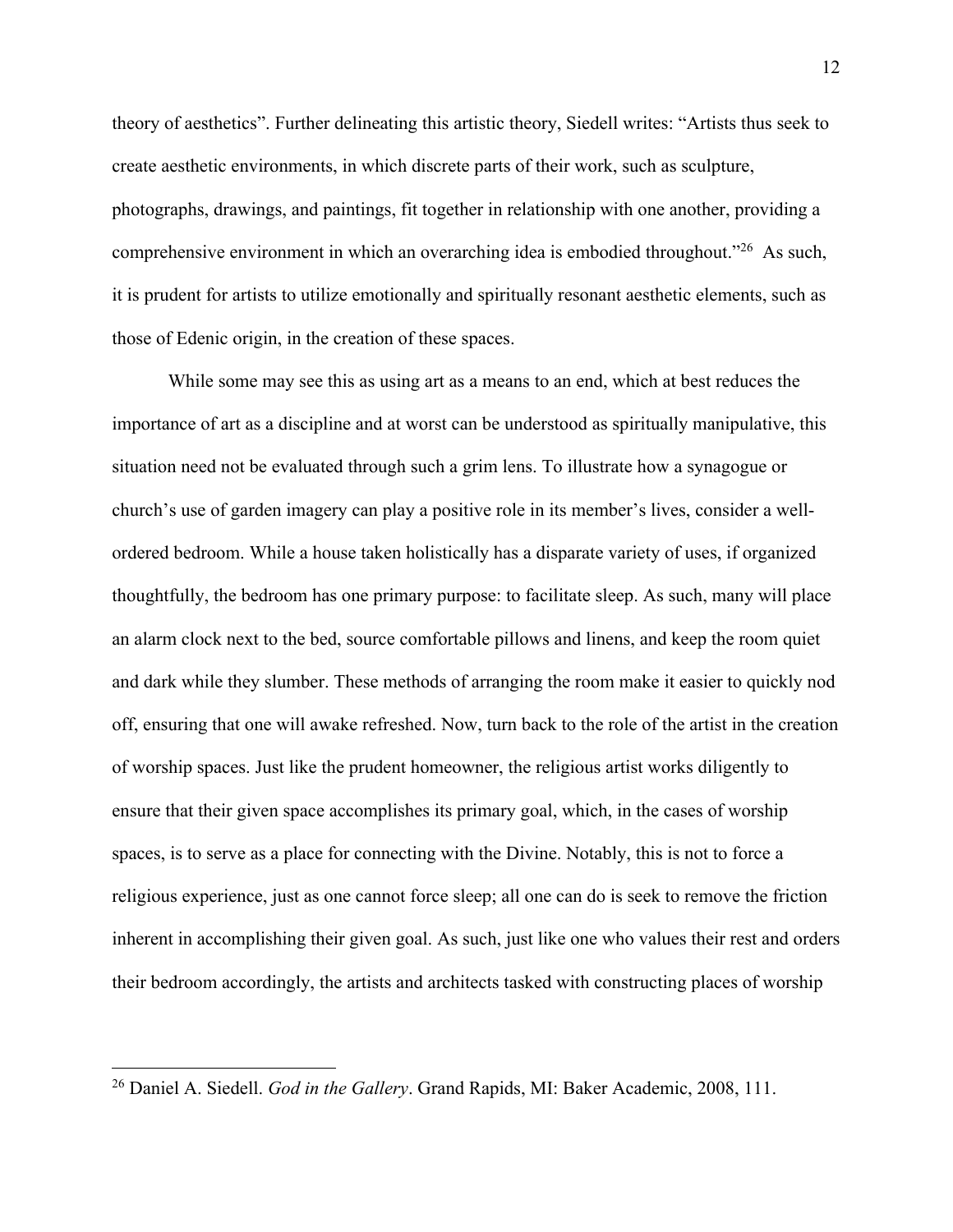theory of aesthetics". Further delineating this artistic theory, Siedell writes: "Artists thus seek to create aesthetic environments, in which discrete parts of their work, such as sculpture, photographs, drawings, and paintings, fit together in relationship with one another, providing a comprehensive environment in which an overarching idea is embodied throughout."[26] As such, it is prudent for artists to utilize emotionally and spiritually resonant aesthetic elements, such as those of Edenic origin, in the creation of these spaces.

While some may see this as using art as a means to an end, which at best reduces the importance of art as a discipline and at worst can be understood as spiritually manipulative, this situation need not be evaluated through such a grim lens. To illustrate how a synagogue or church's use of garden imagery can play a positive role in its member's lives, consider a well-ordered bedroom. While a house taken holistically has a disparate variety of uses, if organized thoughtfully, the bedroom has one primary purpose: to facilitate sleep. As such, many will place an alarm clock next to the bed, source comfortable pillows and linens, and keep the room quiet and dark while they slumber. These methods of arranging the room make it easier to quickly nod off, ensuring that one will awake refreshed. Now, turn back to the role of the artist in the creation of worship spaces. Just like the prudent homeowner, the religious artist works diligently to ensure that their given space accomplishes its primary goal, which, in the cases of worship spaces, is to serve as a place for connecting with the Divine. Notably, this is not to force a religious experience, just as one cannot force sleep; all one can do is seek to remove the friction inherent in accomplishing their given goal. As such, just like one who values their rest and orders their bedroom accordingly, the artists and architects tasked with constructing places of worship

---

[26] Daniel A. Siedell. *God in the Gallery*. Grand Rapids, MI: Baker Academic, 2008, 111.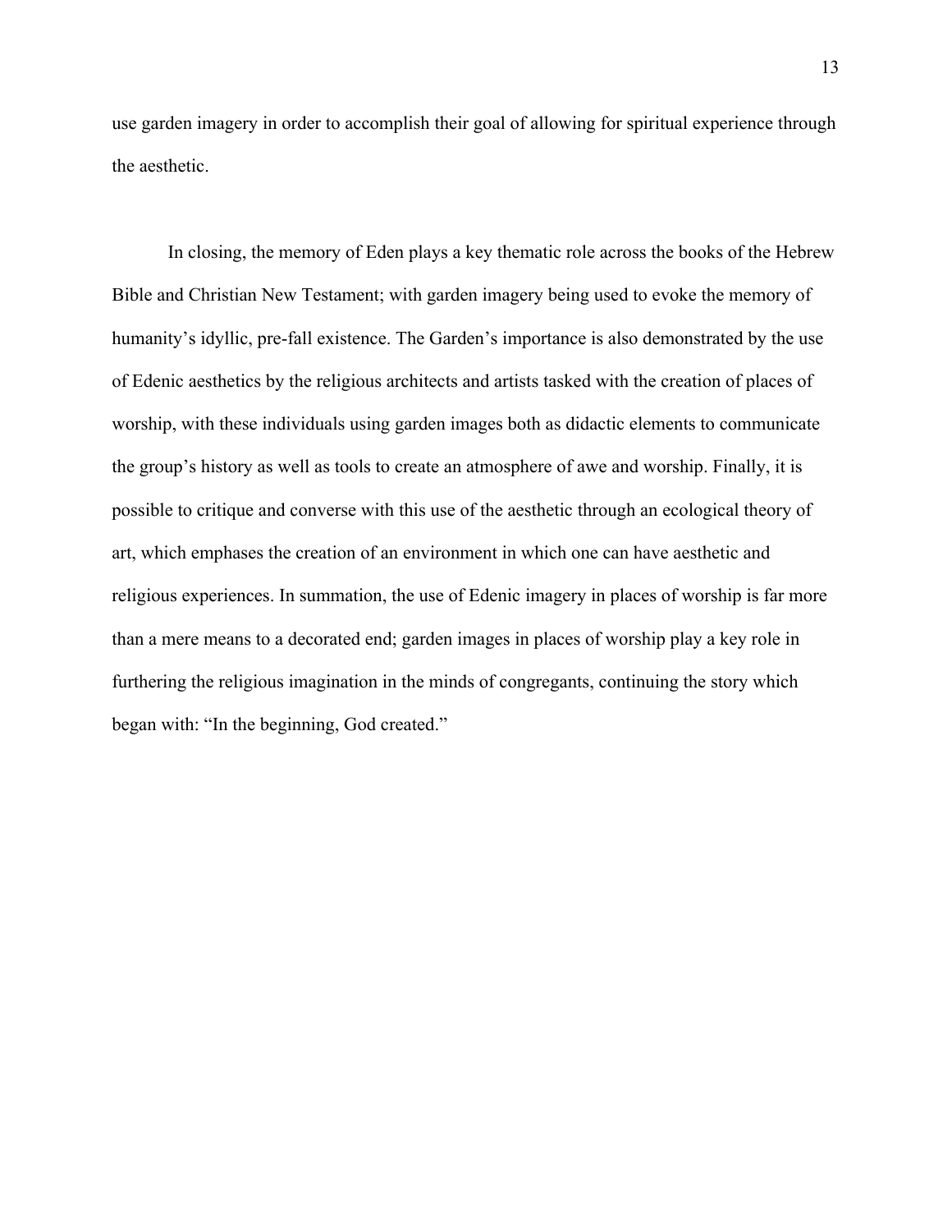use garden imagery in order to accomplish their goal of allowing for spiritual experience through the aesthetic.

In closing, the memory of Eden plays a key thematic role across the books of the Hebrew Bible and Christian New Testament; with garden imagery being used to evoke the memory of humanity's idyllic, pre-fall existence. The Garden's importance is also demonstrated by the use of Edenic aesthetics by the religious architects and artists tasked with the creation of places of worship, with these individuals using garden images both as didactic elements to communicate the group's history as well as tools to create an atmosphere of awe and worship. Finally, it is possible to critique and converse with this use of the aesthetic through an ecological theory of art, which emphases the creation of an environment in which one can have aesthetic and religious experiences. In summation, the use of Edenic imagery in places of worship is far more than a mere means to a decorated end; garden images in places of worship play a key role in furthering the religious imagination in the minds of congregants, continuing the story which began with: "In the beginning, God created."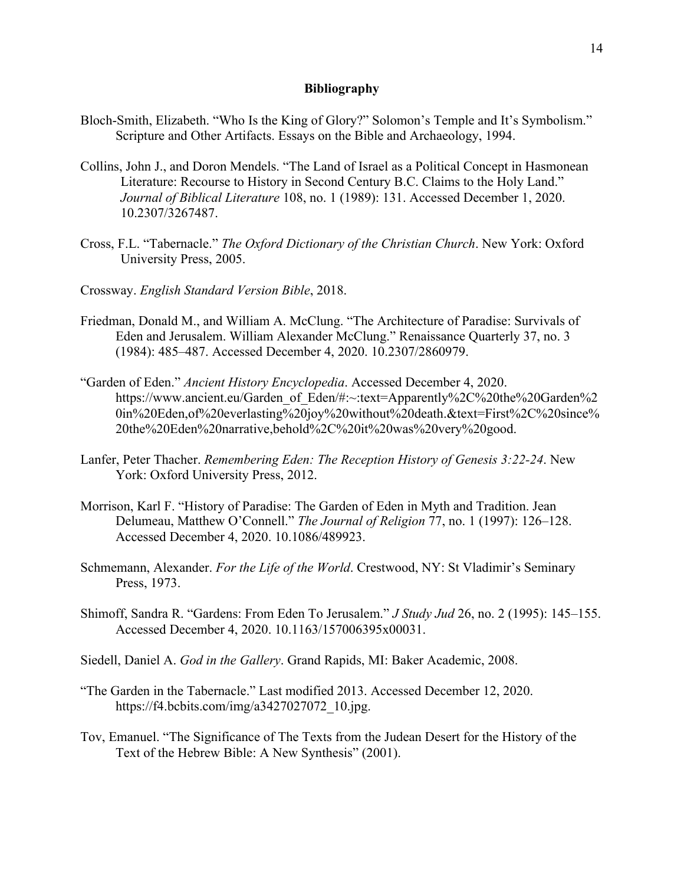# Bibliography

Bloch-Smith, Elizabeth. "Who Is the King of Glory?" Solomon's Temple and It's Symbolism." Scripture and Other Artifacts. Essays on the Bible and Archaeology, 1994.

Collins, John J., and Doron Mendels. "The Land of Israel as a Political Concept in Hasmonean Literature: Recourse to History in Second Century B.C. Claims to the Holy Land." *Journal of Biblical Literature* 108, no. 1 (1989): 131. Accessed December 1, 2020. 10.2307/3267487.

Cross, F.L. "Tabernacle." *The Oxford Dictionary of the Christian Church*. New York: Oxford University Press, 2005.

Crossway. *English Standard Version Bible*, 2018.

Friedman, Donald M., and William A. McClung. "The Architecture of Paradise: Survivals of Eden and Jerusalem. William Alexander McClung." Renaissance Quarterly 37, no. 3 (1984): 485–487. Accessed December 4, 2020. 10.2307/2860979.

"Garden of Eden." *Ancient History Encyclopedia*. Accessed December 4, 2020. https://www.ancient.eu/Garden_of_Eden/#:~:text=Apparently%2C%20the%20Garden%20in%20Eden,of%20everlasting%20joy%20without%20death.&text=First%2C%20since%20the%20Eden%20narrative,behold%2C%20it%20was%20very%20good.

Lanfer, Peter Thacher. *Remembering Eden: The Reception History of Genesis 3:22-24*. New York: Oxford University Press, 2012.

Morrison, Karl F. "History of Paradise: The Garden of Eden in Myth and Tradition. Jean Delumeau, Matthew O'Connell." *The Journal of Religion* 77, no. 1 (1997): 126–128. Accessed December 4, 2020. 10.1086/489923.

Schmemann, Alexander. *For the Life of the World*. Crestwood, NY: St Vladimir's Seminary Press, 1973.

Shimoff, Sandra R. "Gardens: From Eden To Jerusalem." *J Study Jud* 26, no. 2 (1995): 145–155. Accessed December 4, 2020. 10.1163/157006395x00031.

Siedell, Daniel A. *God in the Gallery*. Grand Rapids, MI: Baker Academic, 2008.

"The Garden in the Tabernacle." Last modified 2013. Accessed December 12, 2020. https://f4.bcbits.com/img/a3427027072_10.jpg.

Tov, Emanuel. "The Significance of The Texts from the Judean Desert for the History of the Text of the Hebrew Bible: A New Synthesis" (2001).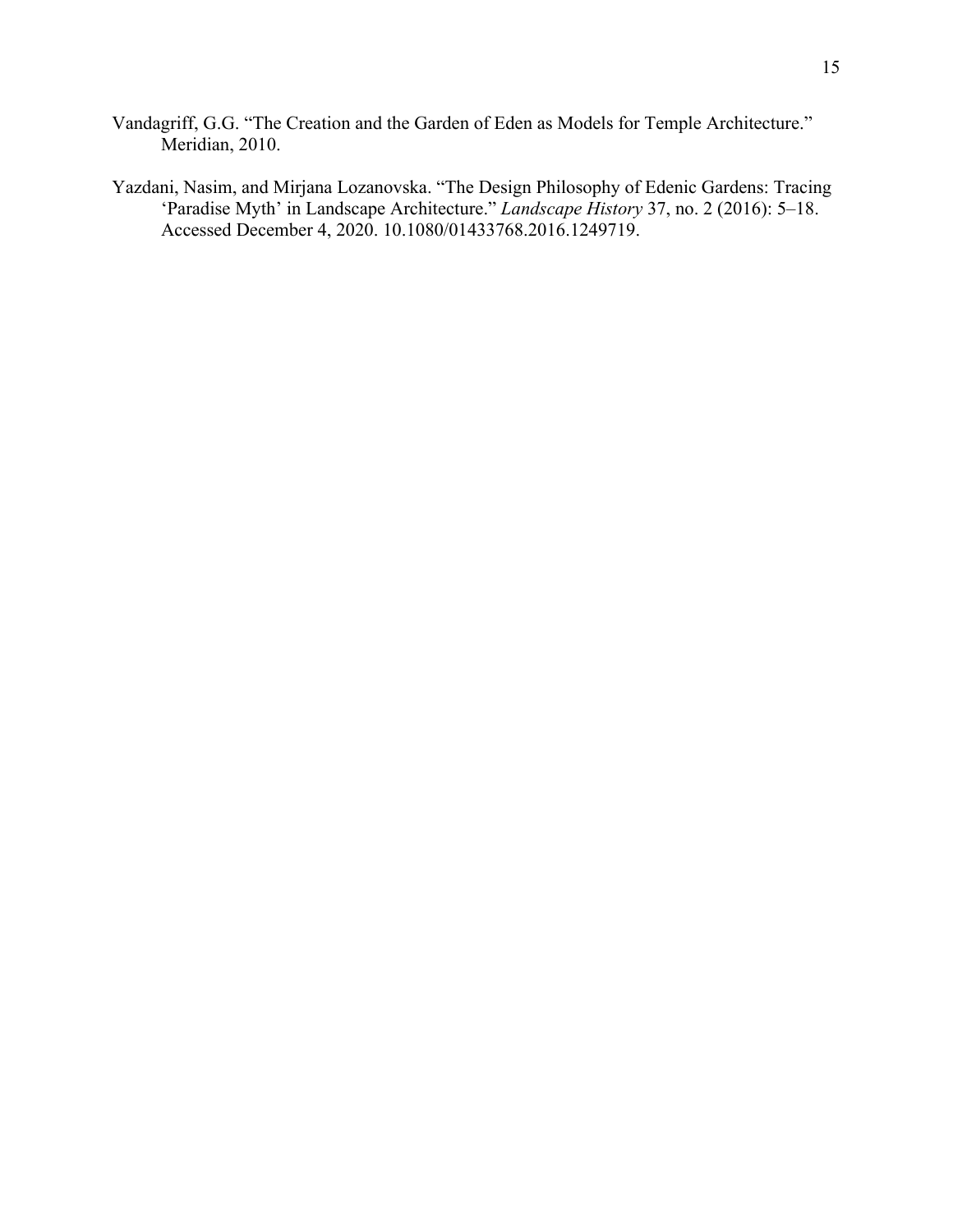Vandagriff, G.G. “The Creation and the Garden of Eden as Models for Temple Architecture.” Meridian, 2010.

Yazdani, Nasim, and Mirjana Lozanovska. “The Design Philosophy of Edenic Gardens: Tracing ‘Paradise Myth’ in Landscape Architecture.” *Landscape History* 37, no. 2 (2016): 5–18. Accessed December 4, 2020. 10.1080/01433768.2016.1249719.